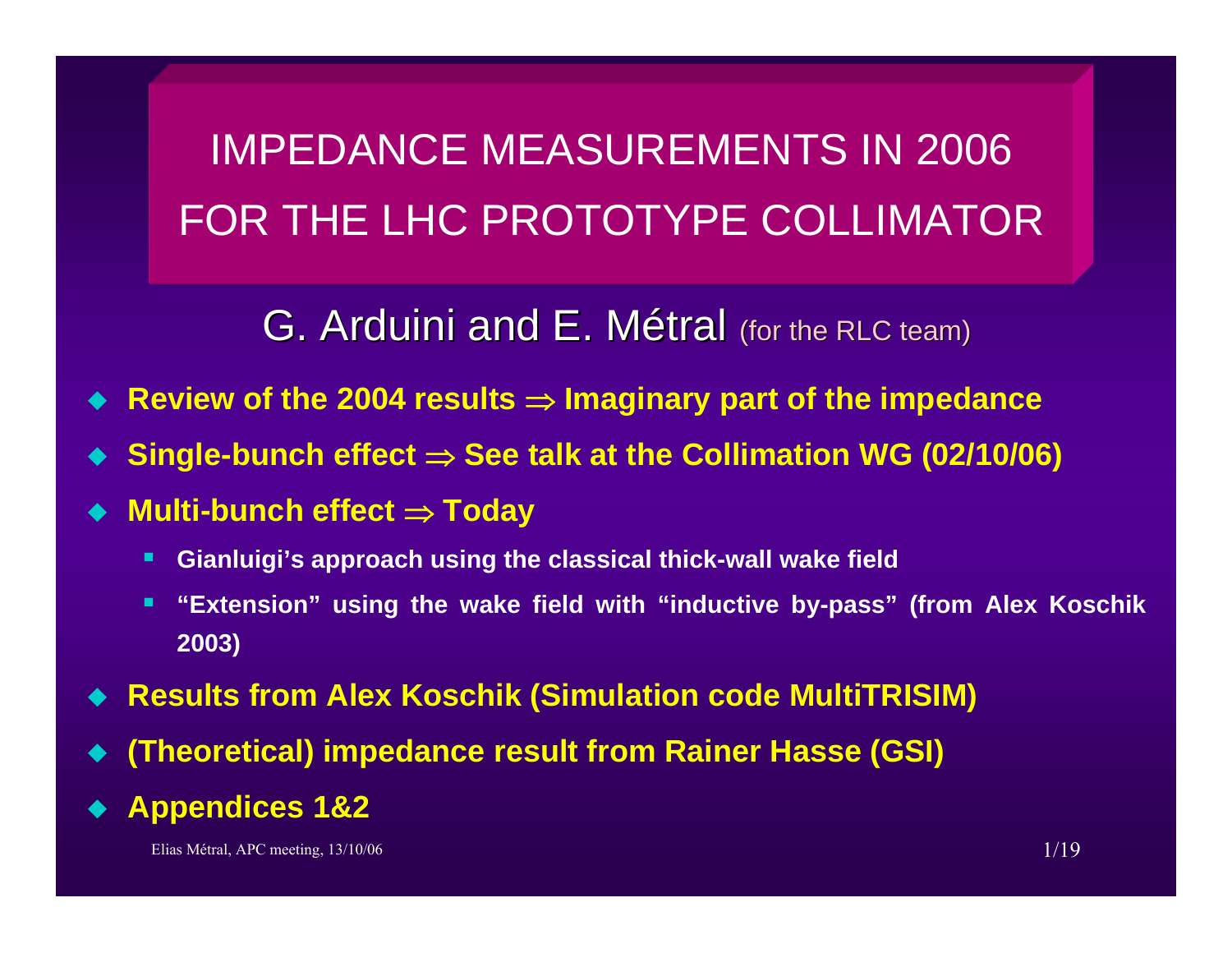# IMPEDANCE MEASUREMENTS IN 2006 FOR THE LHC PROTOTYPE COLLIMATOR

## G. Arduini and E. Métral (for the RLC team)

- **Review of the 2004 results ⇒ Imaginary part of the impedance**
- **Single-bunch effect ⇒ See talk at the Collimation WG (02/10/06)**
- **Multi-bunch effect ⇒ Today**
  - **Gianluigi's approach using the classical thick-wall wake field**
  - **"Extension" using the wake field with "inductive by-pass" (from Alex Koschik 2003)**
- **Results from Alex Koschik (Simulation code MultiTRISIM)**
- **(Theoretical) impedance result from Rainer Hasse (GSI)**
- **Appendices 1&2**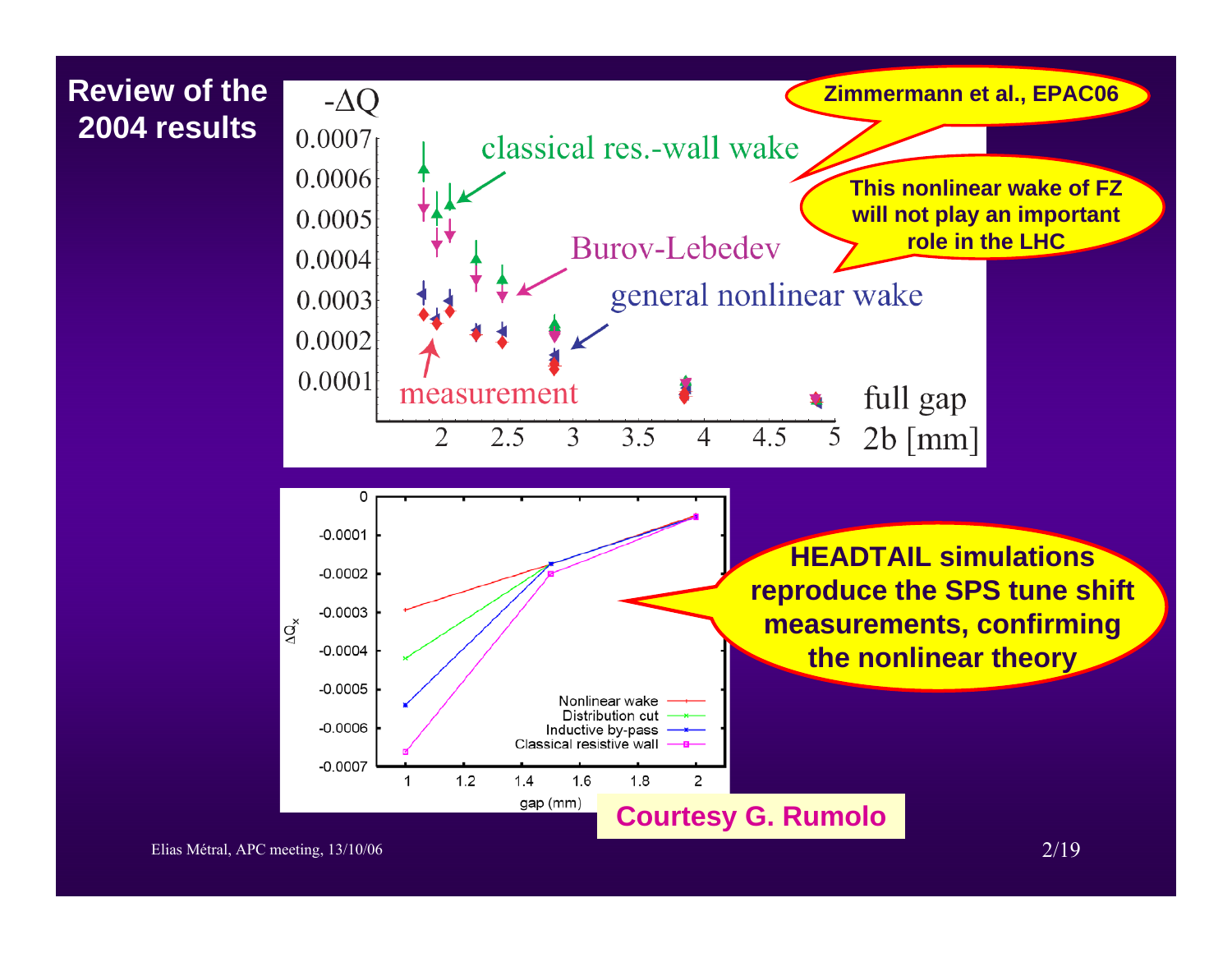# Review of the 2004 results

**Zimmermann et al., EPAC06**

**This nonlinear wake of FZ will not play an important role in the LHC**

**HEADTAIL simulations reproduce the SPS tune shift measurements, confirming the nonlinear theory**

**Courtesy G. Rumolo**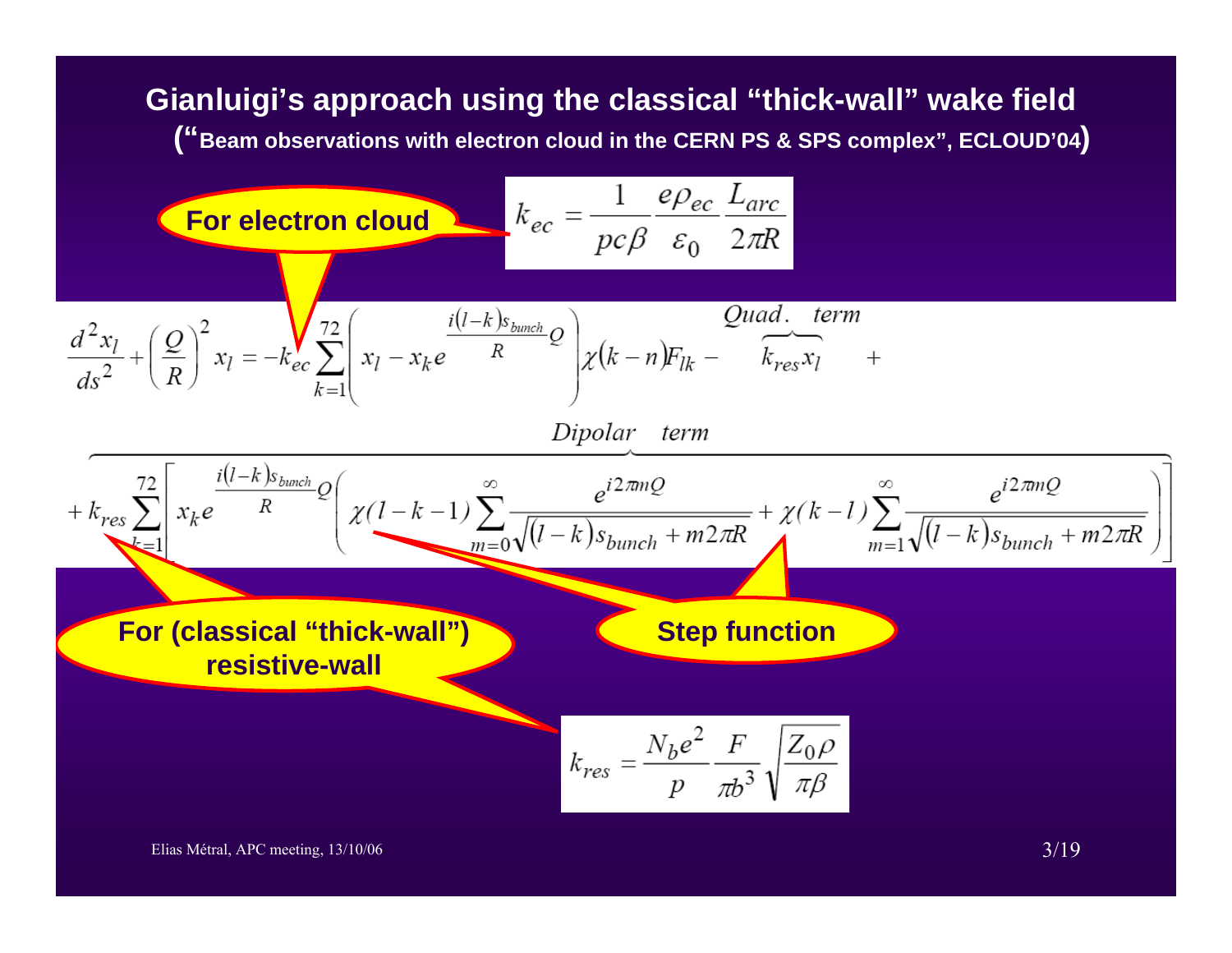## Gianluigi's approach using the classical "thick-wall" wake field

**("Beam observations with electron cloud in the CERN PS & SPS complex", ECLOUD'04)**

**For electron cloud**

$$k_{ec} = \frac{1}{pc\beta}\frac{e\rho_{ec}}{\varepsilon_0}\frac{L_{arc}}{2\pi R}$$

$$\frac{d^2 x_l}{ds^2} + \left(\frac{Q}{R}\right)^2 x_l = -k_{ec}\sum_{k=1}^{72}\left(x_l - x_k e^{\frac{i(l-k)s_{bunch}}{R}Q}\right)\chi(k-n)F_{lk} - \overbrace{k_{res}x_l}^{Quad.\ \ term} +$$

$$+ \overbrace{k_{res}\sum_{k=1}^{72}\left[x_k e^{\frac{i(l-k)s_{bunch}}{R}Q}\left(\chi(l-k-1)\sum_{m=0}^{\infty}\frac{e^{i2\pi mQ}}{\sqrt{(l-k)s_{bunch}+m2\pi R}} + \chi(k-l)\sum_{m=1}^{\infty}\frac{e^{i2\pi mQ}}{\sqrt{(l-k)s_{bunch}+m2\pi R}}\right)\right]}^{Dipolar\ \ term}$$

**For (classical "thick-wall") resistive-wall**

**Step function**

$$k_{res} = \frac{N_b e^2}{p}\frac{F}{\pi b^3}\sqrt{\frac{Z_0\rho}{\pi\beta}}$$

Elias Métral, APC meeting, 13/10/06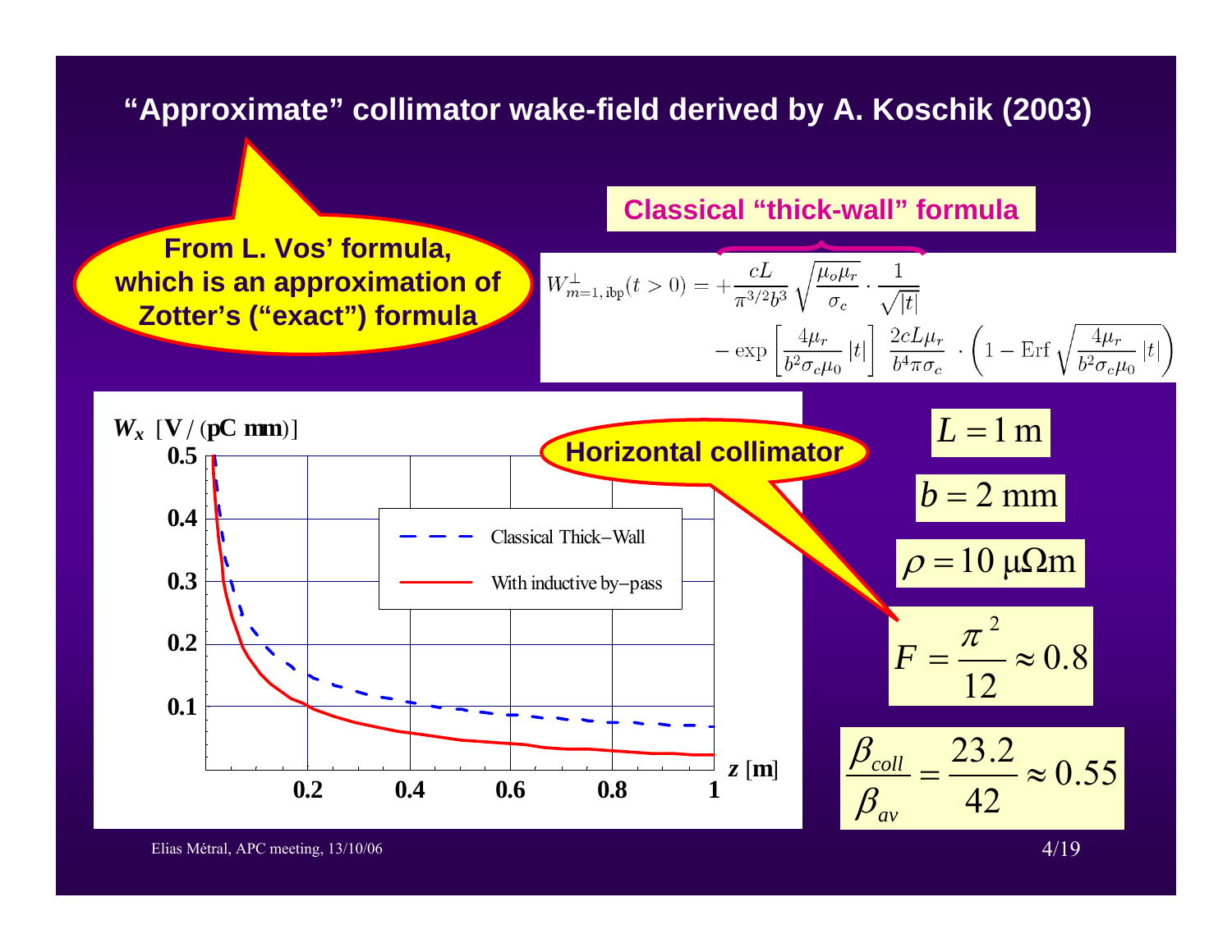# "Approximate" collimator wake-field derived by A. Koschik (2003)

**From L. Vos' formula, which is an approximation of Zotter's ("exact") formula**

**Classical "thick-wall" formula**

$$W^{\perp}_{m=1,\,\mathrm{ibp}}(t>0) = +\frac{cL}{\pi^{3/2} b^3}\sqrt{\frac{\mu_o \mu_r}{\sigma_c}} \cdot \frac{1}{\sqrt{|t|}} - \exp\left[\frac{4\mu_r}{b^2 \sigma_c \mu_0}|t|\right] \frac{2cL\mu_r}{b^4 \pi \sigma_c} \cdot \left(1 - \mathrm{Erf}\sqrt{\frac{4\mu_r}{b^2 \sigma_c \mu_0}|t|}\right)$$

$W_x$ [V / (pC mm)] vs. $z$ [m] — Classical Thick-Wall / With inductive by-pass

**Horizontal collimator**

$L = 1$ m

$b = 2$ mm

$\rho = 10\ \mu\Omega\mathrm{m}$

$$F = \frac{\pi^2}{12} \approx 0.8$$

$$\frac{\beta_{coll}}{\beta_{av}} = \frac{23.2}{42} \approx 0.55$$

Elias Métral, APC meeting, 13/10/06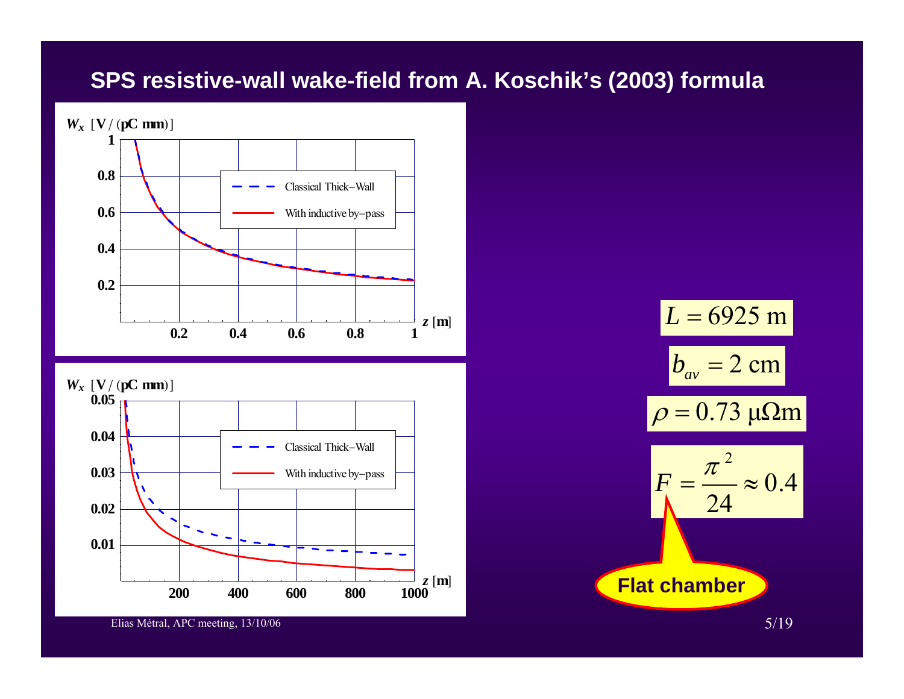## SPS resistive-wall wake-field from A. Koschik's (2003) formula

$W_x$ [V / (pC mm)]

| | |
|---|---|
| - - - | Classical Thick−Wall |
| —— | With inductive by−pass |

$z$ [m]

$W_x$ [V / (pC mm)]

| | |
|---|---|
| - - - | Classical Thick−Wall |
| —— | With inductive by−pass |

$z$ [m]

$$L = 6925 \text{ m}$$

$$b_{av} = 2 \text{ cm}$$

$$\rho = 0.73 \ \mu\Omega\text{m}$$

$$F = \frac{\pi^2}{24} \approx 0.4$$

**Flat chamber**

Elias Métral, APC meeting, 13/10/06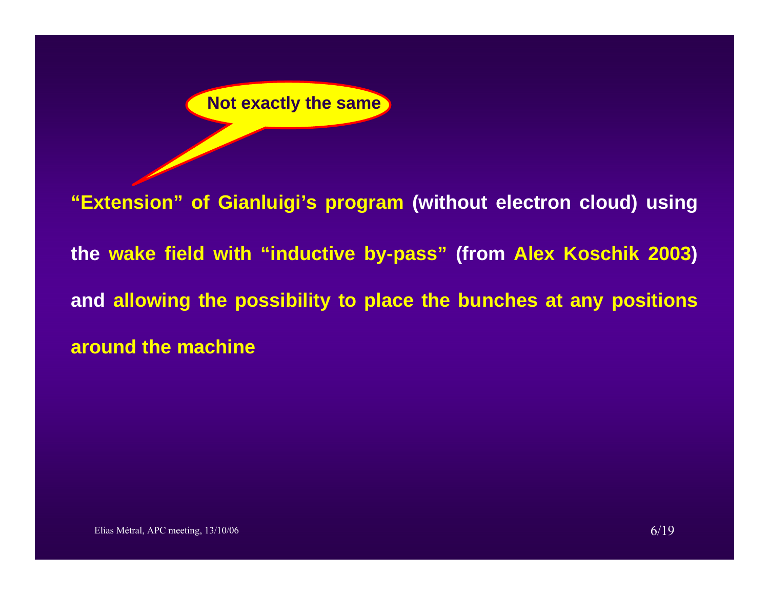Not exactly the same

**"Extension" of Gianluigi's program (without electron cloud) using the wake field with "inductive by-pass" (from Alex Koschik 2003) and allowing the possibility to place the bunches at any positions around the machine**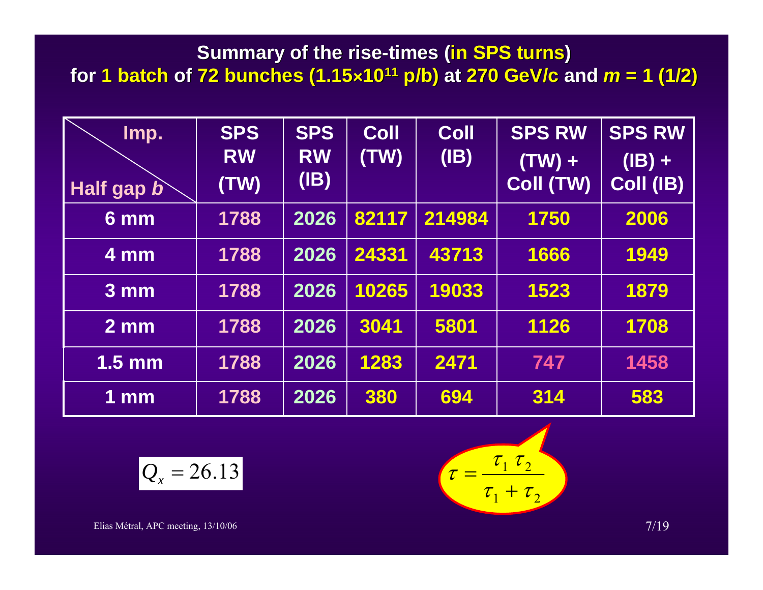## Summary of the rise-times (in SPS turns) for 1 batch of 72 bunches ($1.15 \times 10^{11}$ p/b) at 270 GeV/c and $m$ = 1 (1/2)

| Imp. / Half gap $b$ | SPS RW (TW) | SPS RW (IB) | Coll (TW) | Coll (IB) | SPS RW (TW) + Coll (TW) | SPS RW (IB) + Coll (IB) |
|---|---|---|---|---|---|---|
| 6 mm | 1788 | 2026 | 82117 | 214984 | 1750 | 2006 |
| 4 mm | 1788 | 2026 | 24331 | 43713 | 1666 | 1949 |
| 3 mm | 1788 | 2026 | 10265 | 19033 | 1523 | 1879 |
| 2 mm | 1788 | 2026 | 3041 | 5801 | 1126 | 1708 |
| 1.5 mm | 1788 | 2026 | 1283 | 2471 | 747 | 1458 |
| 1 mm | 1788 | 2026 | 380 | 694 | 314 | 583 |

$$Q_x = 26.13$$

$$\tau = \frac{\tau_1 \, \tau_2}{\tau_1 + \tau_2}$$

Elias Métral, APC meeting, 13/10/06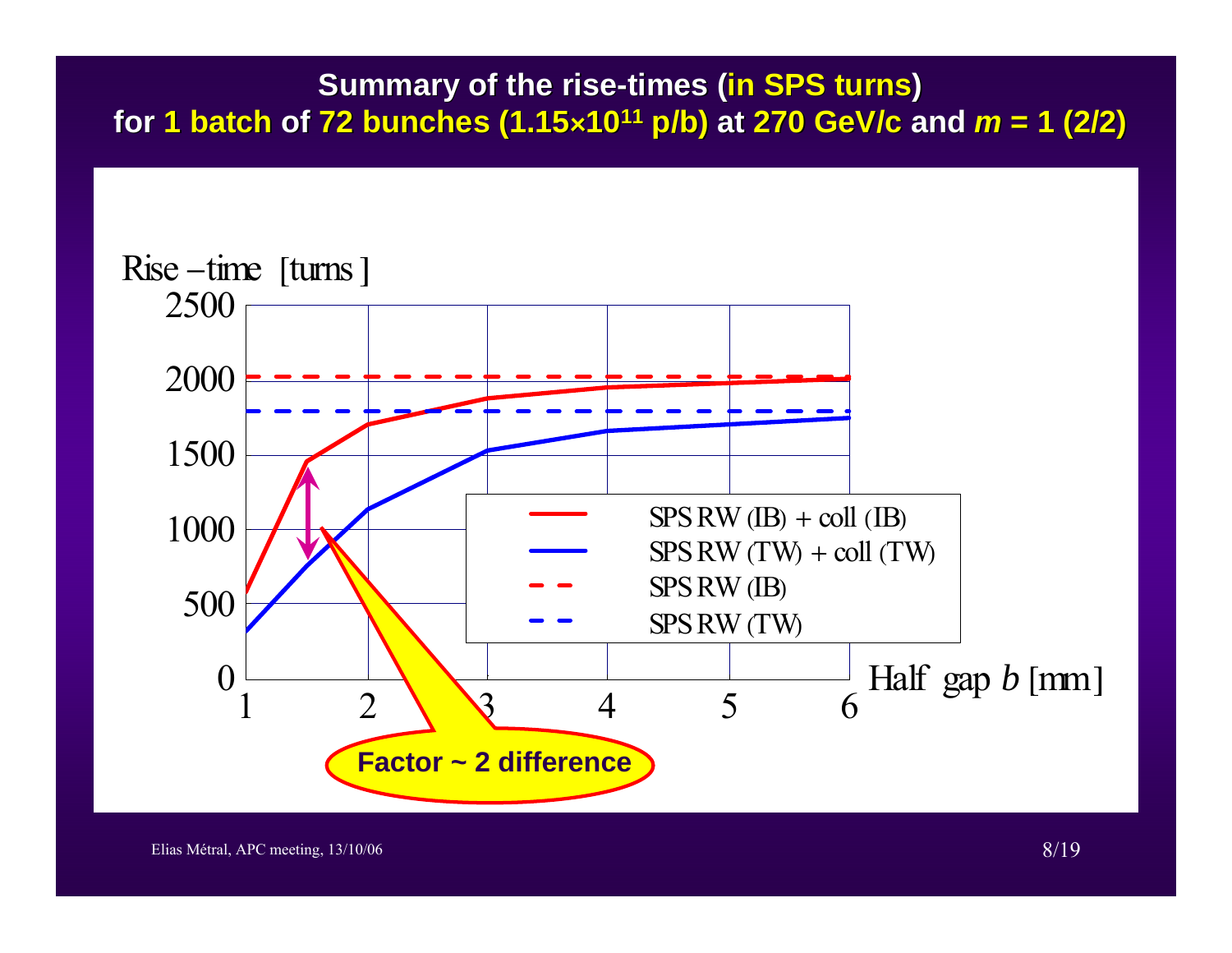# Summary of the rise-times (in SPS turns) for 1 batch of 72 bunches ($1.15 \times 10^{11}$ p/b) at 270 GeV/c and $m$ = 1 (2/2)

Rise – time [turns]

2500

2000

1500

1000

500

0

1 2 3 4 5 6 Half gap $b$ [mm]

- SPS RW (IB) + coll (IB)
- SPS RW (TW) + coll (TW)
- SPS RW (IB)
- SPS RW (TW)

**Factor ~ 2 difference**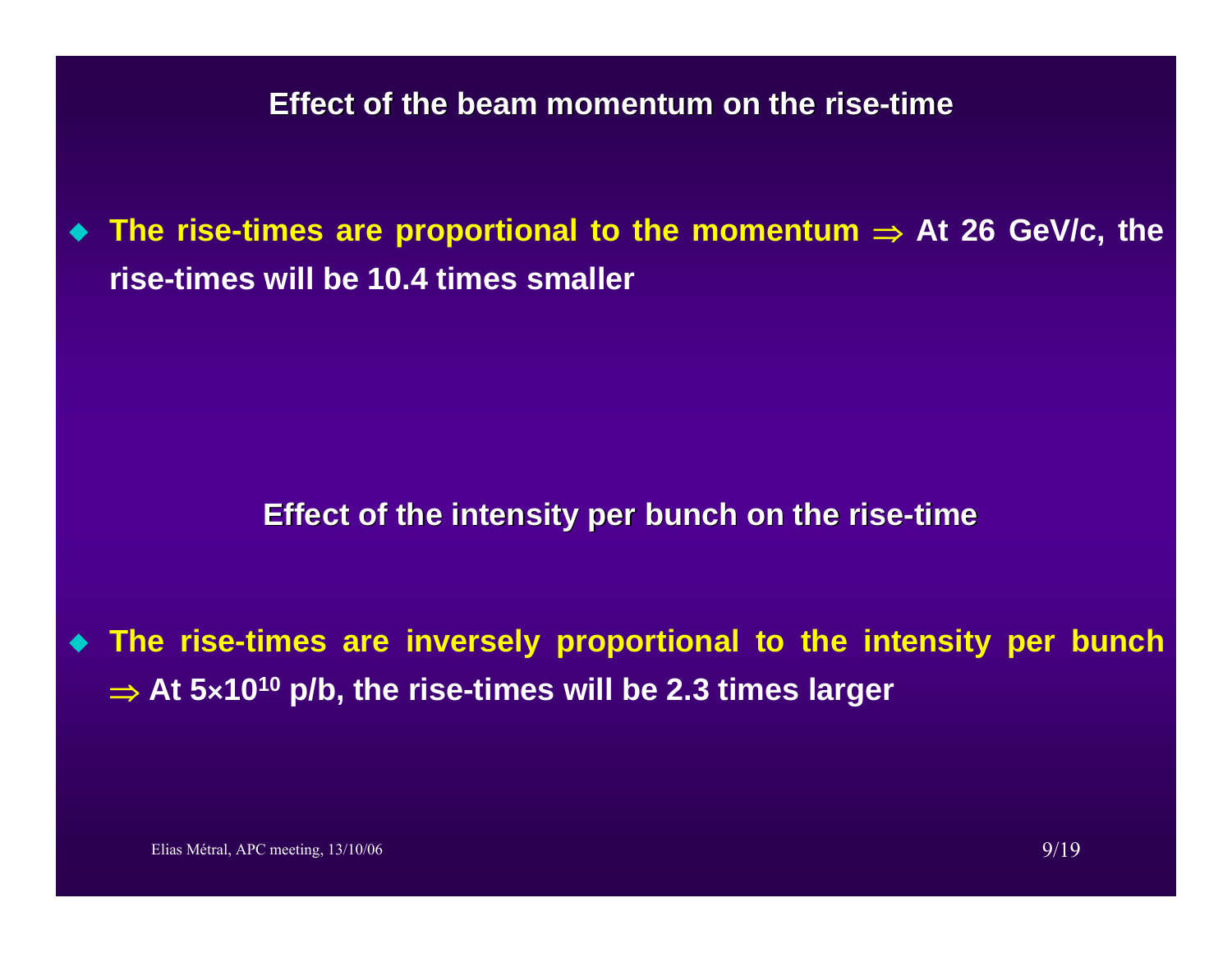## Effect of the beam momentum on the rise-time

- **The rise-times are proportional to the momentum $\Rightarrow$ At 26 GeV/c, the rise-times will be 10.4 times smaller**

## Effect of the intensity per bunch on the rise-time

- **The rise-times are inversely proportional to the intensity per bunch $\Rightarrow$ At $5\times10^{10}$ p/b, the rise-times will be 2.3 times larger**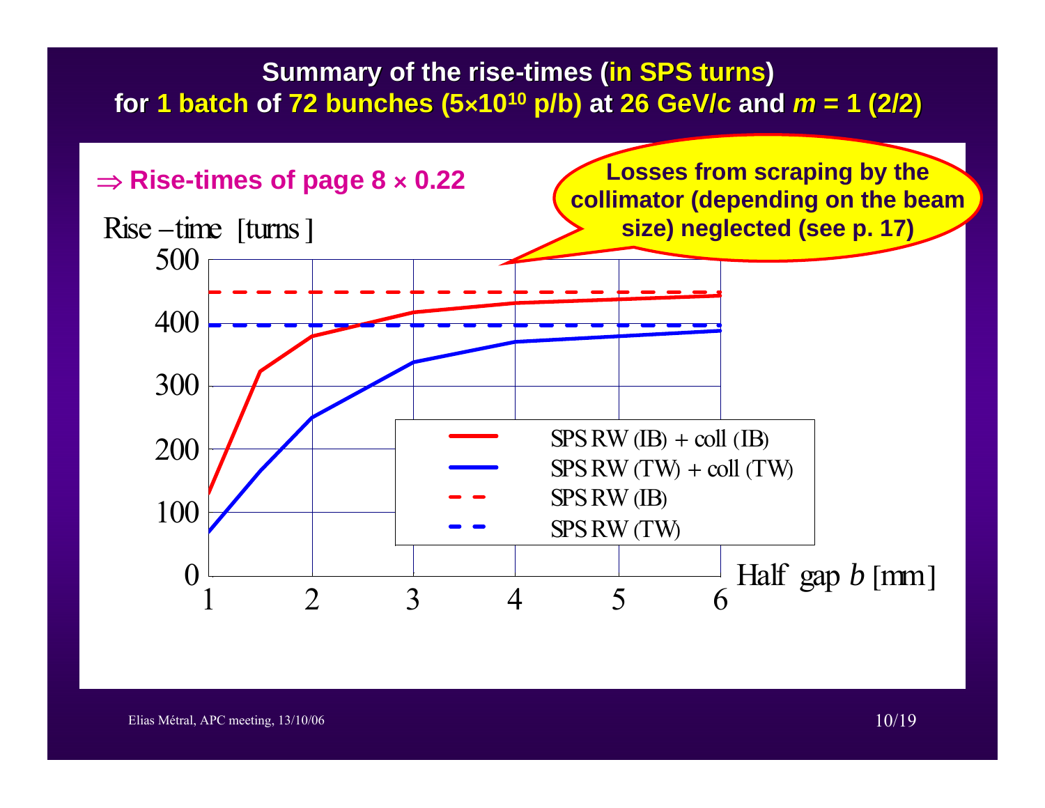# Summary of the rise-times (in SPS turns) for 1 batch of 72 bunches ($5 \times 10^{10}$ p/b) at 26 GeV/c and *m* = 1 (2/2)

$\Rightarrow$ **Rise-times of page 8 × 0.22**

**Losses from scraping by the collimator (depending on the beam size) neglected (see p. 17)**

Rise − time [turns]

500
400
300
200
100
0

1 2 3 4 5 6

Half gap *b* [mm]

- SPS RW (IB) + coll (IB)
- SPS RW (TW) + coll (TW)
- SPS RW (IB)
- SPS RW (TW)

Elias Métral, APC meeting, 13/10/06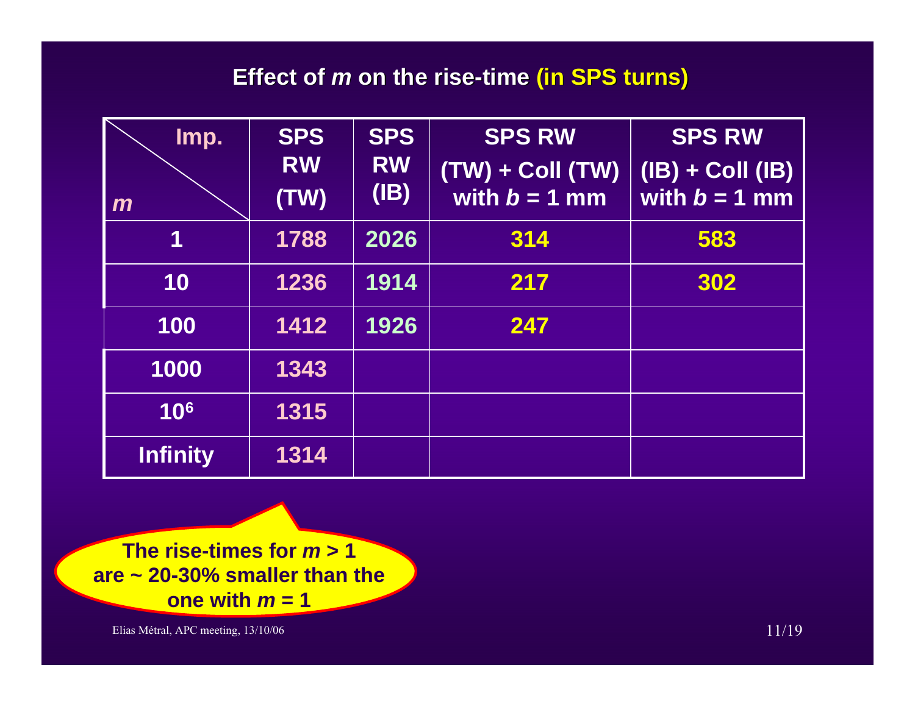## Effect of *m* on the rise-time (in SPS turns)

| Imp. / $m$ | SPS RW (TW) | SPS RW (IB) | SPS RW (TW) + Coll (TW) with $b$ = 1 mm | SPS RW (IB) + Coll (IB) with $b$ = 1 mm |
|---|---|---|---|---|
| 1 | 1788 | 2026 | 314 | 583 |
| 10 | 1236 | 1914 | 217 | 302 |
| 100 | 1412 | 1926 | 247 | |
| 1000 | 1343 | | | |
| $10^6$ | 1315 | | | |
| Infinity | 1314 | | | |

**The rise-times for $m$ > 1 are ~ 20-30% smaller than the one with $m$ = 1**

Elias Métral, APC meeting, 13/10/06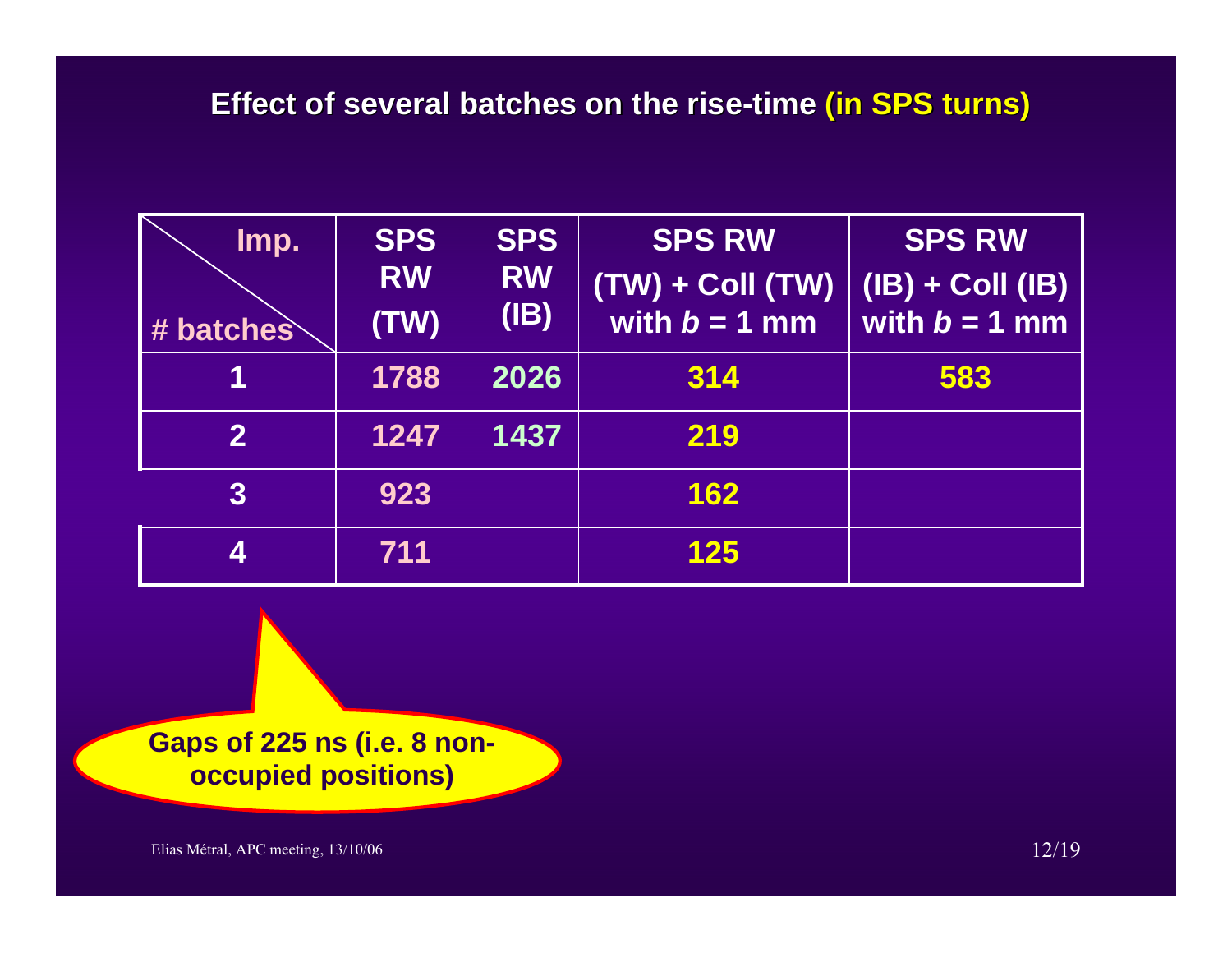## Effect of several batches on the rise-time (in SPS turns)

| Imp. / # batches | SPS RW (TW) | SPS RW (IB) | SPS RW (TW) + Coll (TW) with $b$ = 1 mm | SPS RW (IB) + Coll (IB) with $b$ = 1 mm |
|---|---|---|---|---|
| 1 | 1788 | 2026 | 314 | 583 |
| 2 | 1247 | 1437 | 219 | |
| 3 | 923 | | 162 | |
| 4 | 711 | | 125 | |

Gaps of 225 ns (i.e. 8 non-occupied positions)

Elias Métral, APC meeting, 13/10/06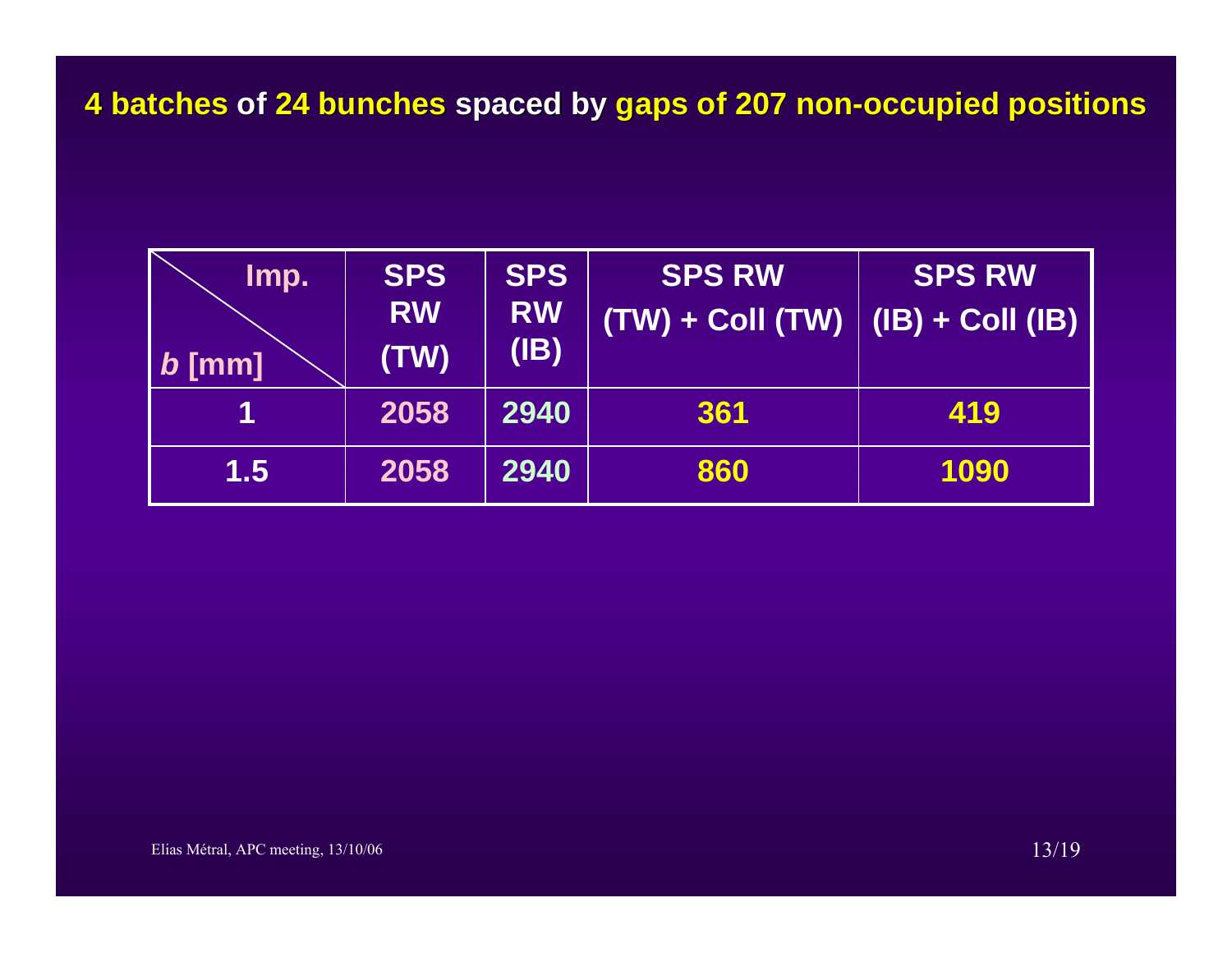## 4 batches of 24 bunches spaced by gaps of 207 non-occupied positions

| Imp. / *b* [mm] | SPS RW (TW) | SPS RW (IB) | SPS RW (TW) + Coll (TW) | SPS RW (IB) + Coll (IB) |
|---|---|---|---|---|
| 1 | 2058 | 2940 | 361 | 419 |
| 1.5 | 2058 | 2940 | 860 | 1090 |

Elias Métral, APC meeting, 13/10/06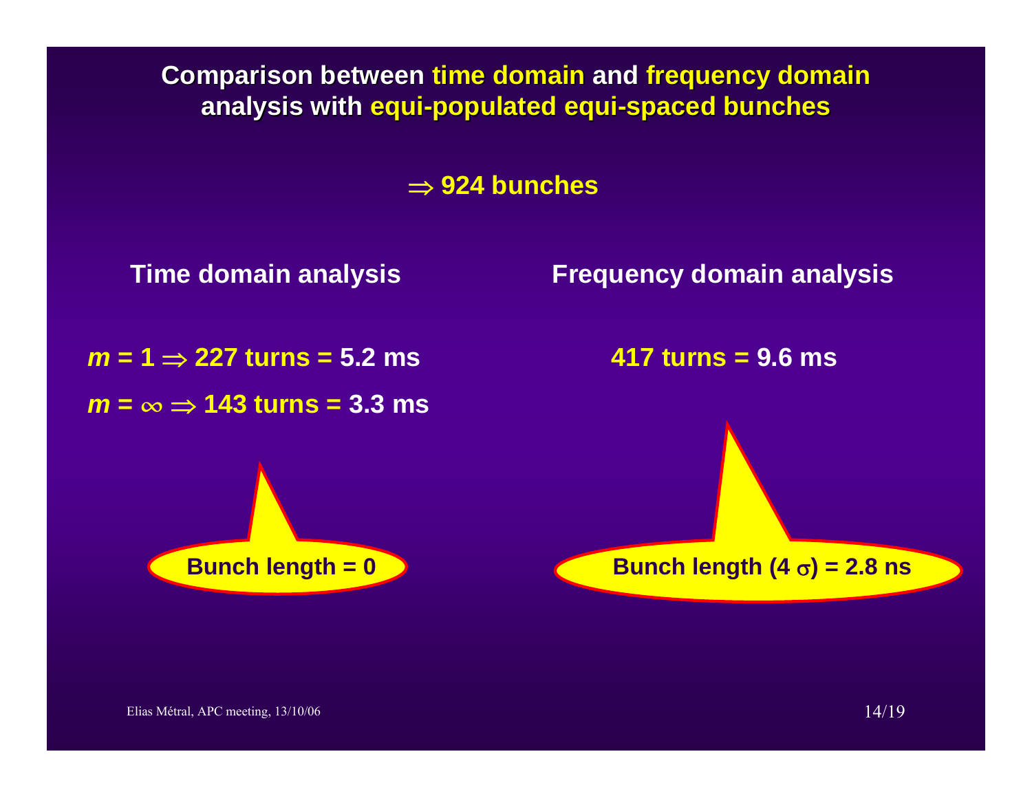# Comparison between time domain and frequency domain analysis with equi-populated equi-spaced bunches

$\Rightarrow$ **924 bunches**

| Time domain analysis | Frequency domain analysis |
| --- | --- |
| $m = 1 \Rightarrow$ 227 turns = 5.2 ms | 417 turns = 9.6 ms |
| $m = \infty \Rightarrow$ 143 turns = 3.3 ms | |
| Bunch length = 0 | Bunch length ($4\,\sigma$) = 2.8 ns |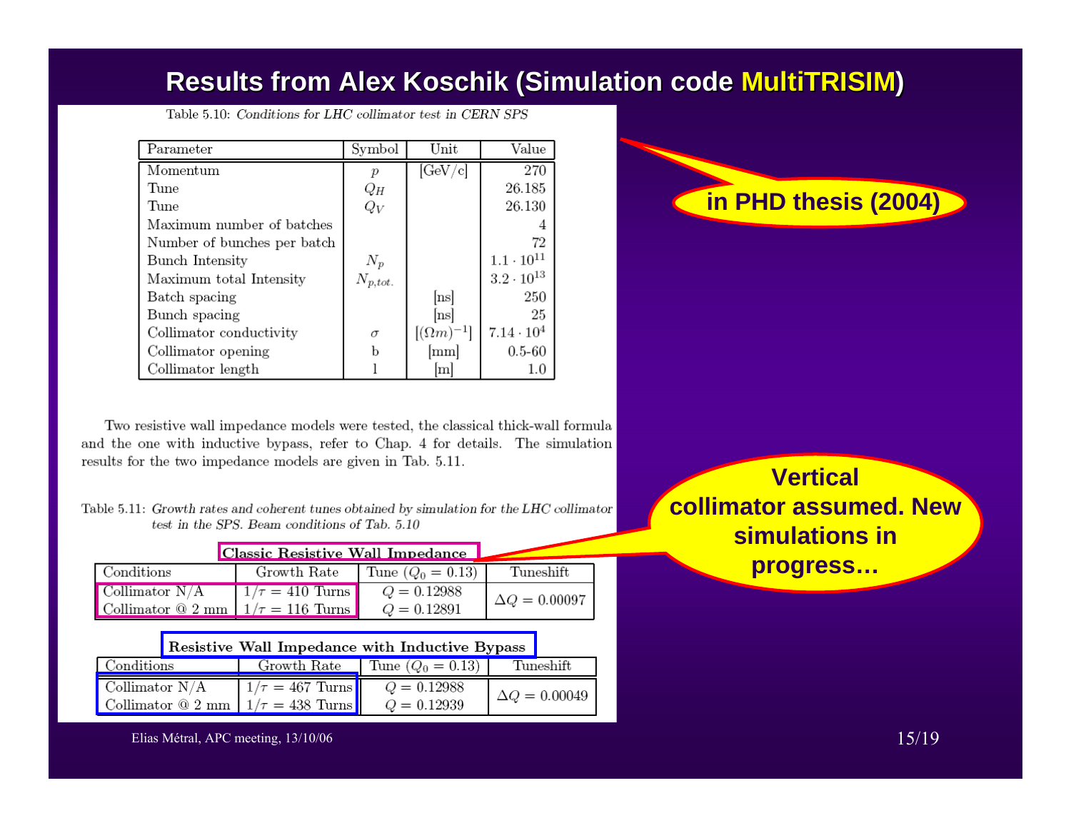# Results from Alex Koschik (Simulation code MultiTRISIM)

Table 5.10: *Conditions for LHC collimator test in CERN SPS*

| Parameter | Symbol | Unit | Value |
|---|---|---|---|
| Momentum | $p$ | [GeV/c] | 270 |
| Tune | $Q_H$ | | 26.185 |
| Tune | $Q_V$ | | 26.130 |
| Maximum number of batches | | | 4 |
| Number of bunches per batch | | | 72 |
| Bunch Intensity | $N_p$ | | $1.1 \cdot 10^{11}$ |
| Maximum total Intensity | $N_{p,tot.}$ | | $3.2 \cdot 10^{13}$ |
| Batch spacing | | [ns] | 250 |
| Bunch spacing | | [ns] | 25 |
| Collimator conductivity | $\sigma$ | $[(\Omega m)^{-1}]$ | $7.14 \cdot 10^4$ |
| Collimator opening | b | [mm] | 0.5-60 |
| Collimator length | l | [m] | 1.0 |

**in PHD thesis (2004)**

Two resistive wall impedance models were tested, the classical thick-wall formula and the one with inductive bypass, refer to Chap. 4 for details. The simulation results for the two impedance models are given in Tab. 5.11.

Table 5.11: *Growth rates and coherent tunes obtained by simulation for the LHC collimator test in the SPS. Beam conditions of Tab. 5.10*

**Classic Resistive Wall Impedance**

| Conditions | Growth Rate | Tune ($Q_0 = 0.13$) | Tuneshift |
|---|---|---|---|
| Collimator N/A | $1/\tau = 410$ Turns | $Q = 0.12988$ | $\Delta Q = 0.00097$ |
| Collimator @ 2 mm | $1/\tau = 116$ Turns | $Q = 0.12891$ | |

**Resistive Wall Impedance with Inductive Bypass**

| Conditions | Growth Rate | Tune ($Q_0 = 0.13$) | Tuneshift |
|---|---|---|---|
| Collimator N/A | $1/\tau = 467$ Turns | $Q = 0.12988$ | $\Delta Q = 0.00049$ |
| Collimator @ 2 mm | $1/\tau = 438$ Turns | $Q = 0.12939$ | |

**Vertical collimator assumed. New simulations in progress…**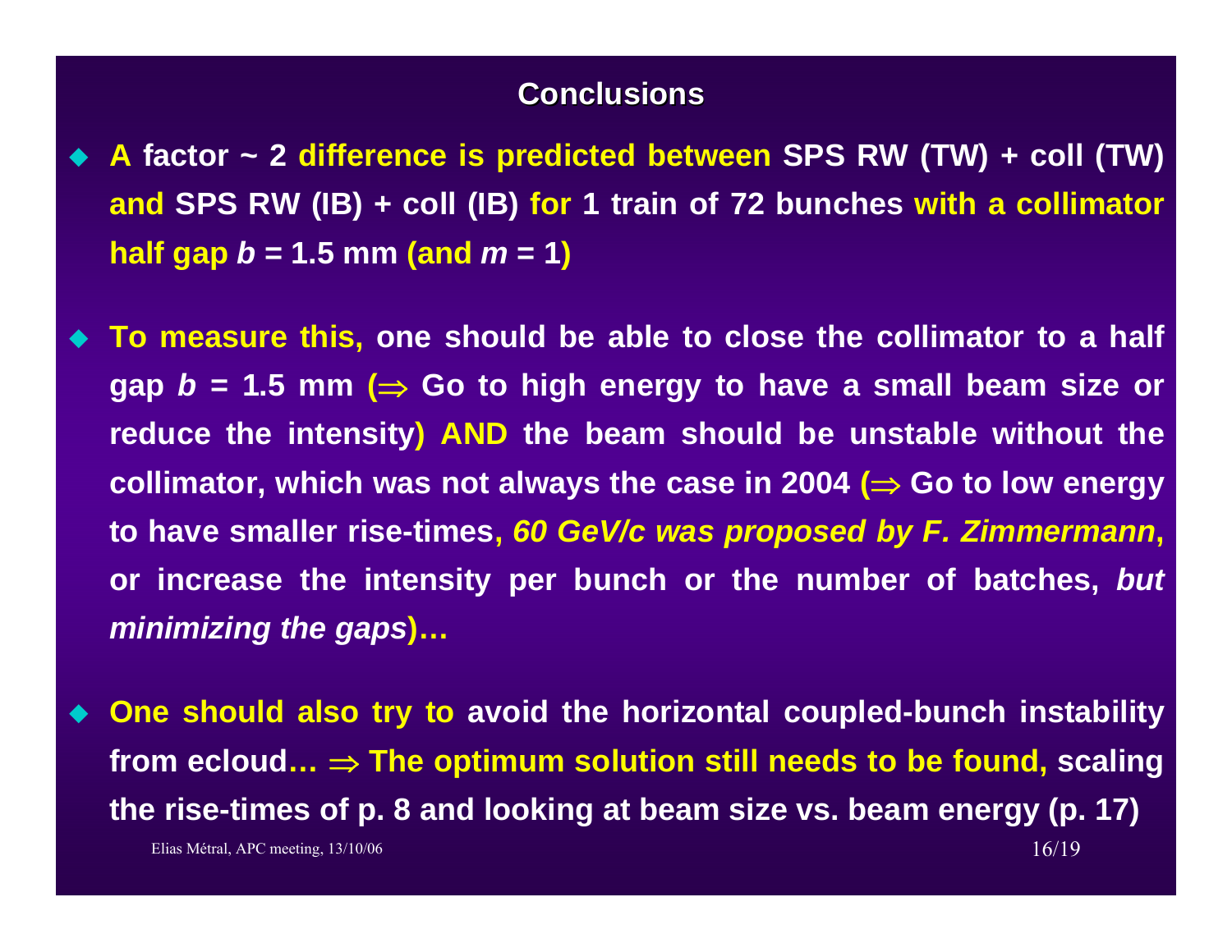## Conclusions

- A factor ~ 2 difference is predicted between SPS RW (TW) + coll (TW) and SPS RW (IB) + coll (IB) for 1 train of 72 bunches with a collimator half gap $b$ = 1.5 mm (and $m$ = 1)

- To measure this, one should be able to close the collimator to a half gap $b$ = 1.5 mm ($\Rightarrow$ Go to high energy to have a small beam size or reduce the intensity) AND the beam should be unstable without the collimator, which was not always the case in 2004 ($\Rightarrow$ Go to low energy to have smaller rise-times, *60 GeV/c was proposed by F. Zimmermann*, or increase the intensity per bunch or the number of batches, *but minimizing the gaps*)…

- One should also try to avoid the horizontal coupled-bunch instability from ecloud… $\Rightarrow$ The optimum solution still needs to be found, scaling the rise-times of p. 8 and looking at beam size vs. beam energy (p. 17)

Elias Métral, APC meeting, 13/10/06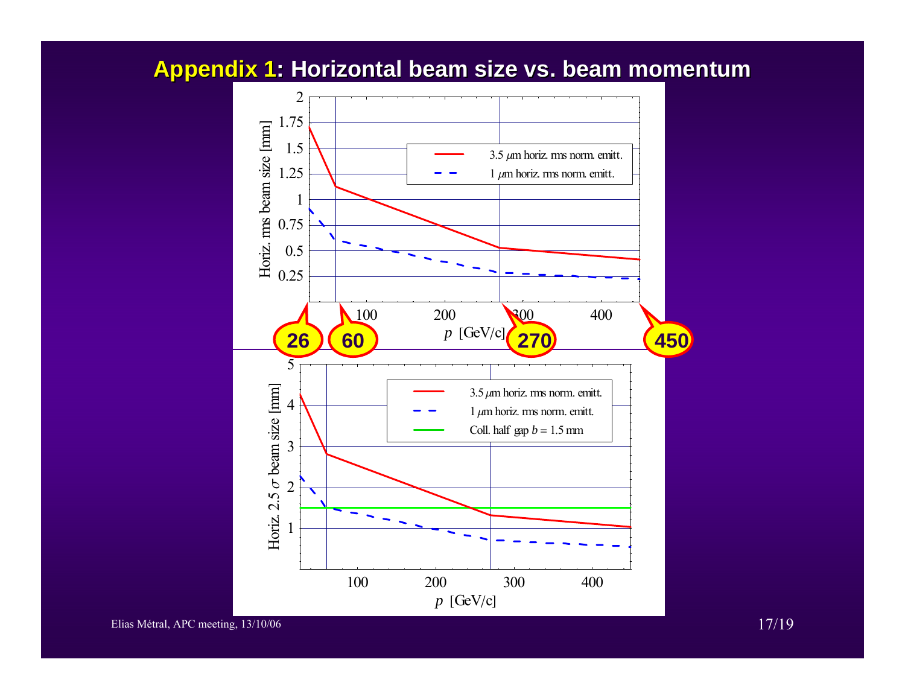## Appendix 1: Horizontal beam size vs. beam momentum

Horiz. rms beam size [mm]

- 3.5 $\mu$m horiz. rms norm. emitt.
- 1 $\mu$m horiz. rms norm. emitt.

$p$ [GeV/c]

26 | 60 | 270 | 450

Horiz. 2.5 $\sigma$ beam size [mm]

- 3.5 $\mu$m horiz. rms norm. emitt.
- 1 $\mu$m horiz. rms norm. emitt.
- Coll. half gap $b = 1.5$ mm

$p$ [GeV/c]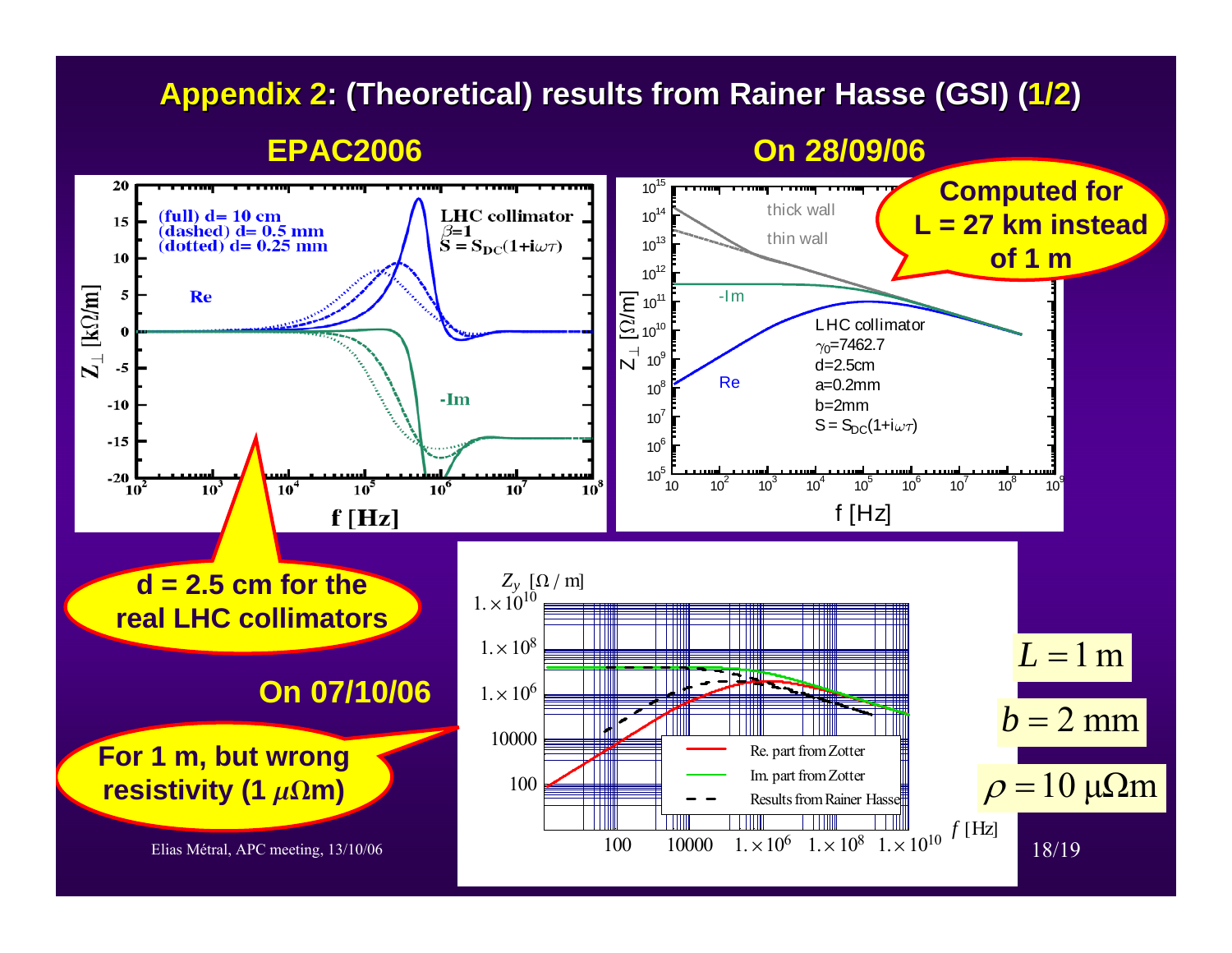# Appendix 2: (Theoretical) results from Rainer Hasse (GSI) (1/2)

**EPAC2006**

(full) d= 10 cm
(dashed) d= 0.5 mm
(dotted) d= 0.25 mm

LHC collimator
$\beta$=1
$S = S_{DC}(1+i\omega\tau)$

Re

-Im

$Z_\perp$ [kΩ/m]

f [Hz]

**d = 2.5 cm for the real LHC collimators**

**On 28/09/06**

thick wall

thin wall

-Im

Re

LHC collimator
$\gamma_0$=7462.7
d=2.5cm
a=0.2mm
b=2mm
$S = S_{DC}(1+i\omega\tau)$

$Z_\perp$ [Ω/m]

f [Hz]

**Computed for L = 27 km instead of 1 m**

**On 07/10/06**

**For 1 m, but wrong resistivity (1 $\mu\Omega$m)**

$Z_y$ [Ω / m]

Re. part from Zotter

Im. part from Zotter

Results from Rainer Hasse

$f$ [Hz]

$L = 1\ \mathrm{m}$

$b = 2\ \mathrm{mm}$

$\rho = 10\ \mu\Omega\mathrm{m}$

Elias Métral, APC meeting, 13/10/06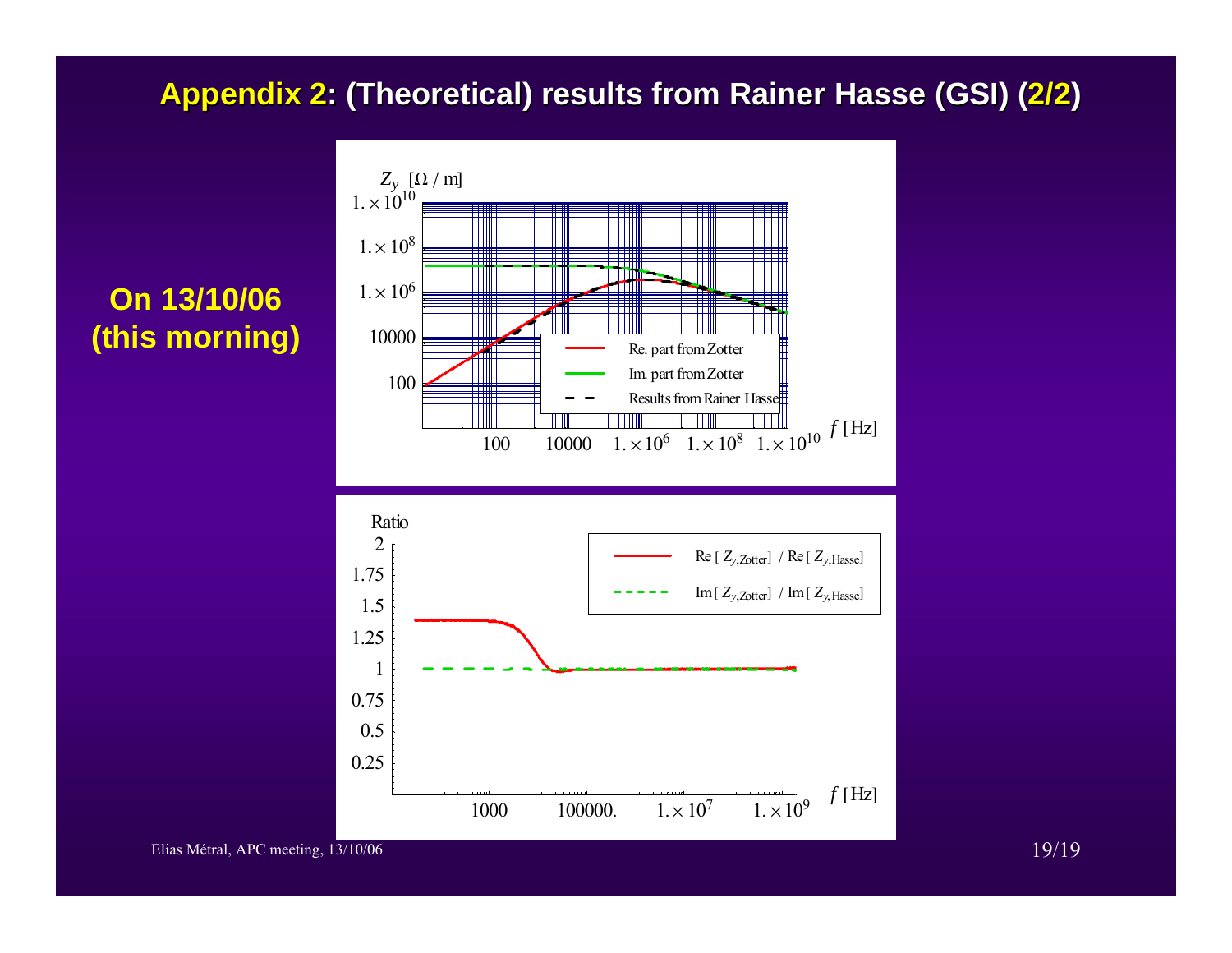# Appendix 2: (Theoretical) results from Rainer Hasse (GSI) (2/2)

**On 13/10/06 (this morning)**

$Z_y$ [Ω / m]

$1.\times10^{10}$

$1.\times10^{8}$

$1.\times10^{6}$

10000

100

100 10000 $1.\times10^{6}$ $1.\times10^{8}$ $1.\times10^{10}$ $f$ [Hz]

Re. part from Zotter

Im. part from Zotter

Results from Rainer Hasse

Ratio

2

1.75

1.5

1.25

1

0.75

0.5

0.25

1000 100000. $1.\times10^{7}$ $1.\times10^{9}$ $f$ [Hz]

Re [ $Z_{y,\text{Zotter}}$] / Re [ $Z_{y,\text{Hasse}}$]

Im [ $Z_{y,\text{Zotter}}$] / Im [ $Z_{y,\text{Hasse}}$]

Elias Métral, APC meeting, 13/10/06